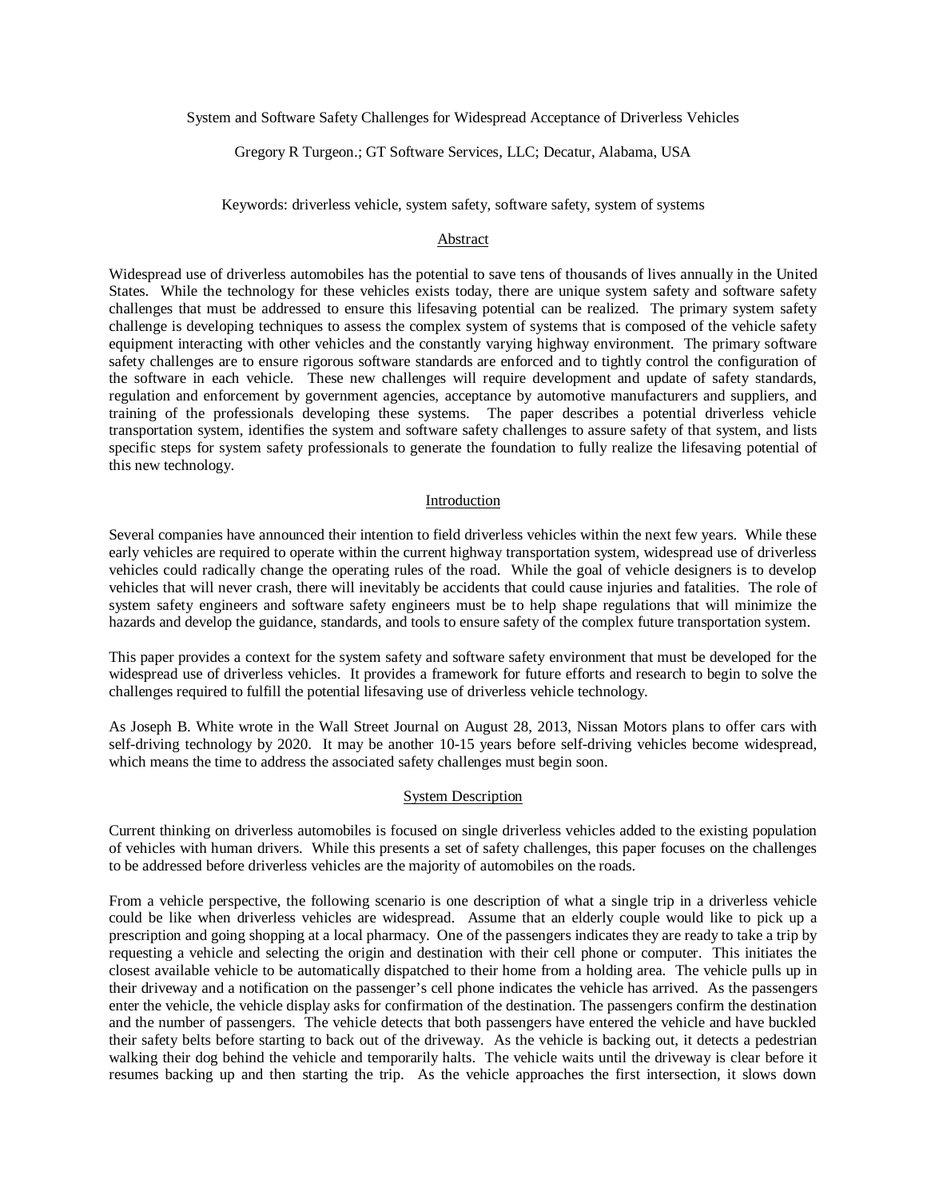# System and Software Safety Challenges for Widespread Acceptance of Driverless Vehicles

Gregory R Turgeon.; GT Software Services, LLC; Decatur, Alabama, USA

Keywords: driverless vehicle, system safety, software safety, system of systems

## Abstract

Widespread use of driverless automobiles has the potential to save tens of thousands of lives annually in the United States. While the technology for these vehicles exists today, there are unique system safety and software safety challenges that must be addressed to ensure this lifesaving potential can be realized. The primary system safety challenge is developing techniques to assess the complex system of systems that is composed of the vehicle safety equipment interacting with other vehicles and the constantly varying highway environment. The primary software safety challenges are to ensure rigorous software standards are enforced and to tightly control the configuration of the software in each vehicle. These new challenges will require development and update of safety standards, regulation and enforcement by government agencies, acceptance by automotive manufacturers and suppliers, and training of the professionals developing these systems. The paper describes a potential driverless vehicle transportation system, identifies the system and software safety challenges to assure safety of that system, and lists specific steps for system safety professionals to generate the foundation to fully realize the lifesaving potential of this new technology.

## Introduction

Several companies have announced their intention to field driverless vehicles within the next few years. While these early vehicles are required to operate within the current highway transportation system, widespread use of driverless vehicles could radically change the operating rules of the road. While the goal of vehicle designers is to develop vehicles that will never crash, there will inevitably be accidents that could cause injuries and fatalities. The role of system safety engineers and software safety engineers must be to help shape regulations that will minimize the hazards and develop the guidance, standards, and tools to ensure safety of the complex future transportation system.

This paper provides a context for the system safety and software safety environment that must be developed for the widespread use of driverless vehicles. It provides a framework for future efforts and research to begin to solve the challenges required to fulfill the potential lifesaving use of driverless vehicle technology.

As Joseph B. White wrote in the Wall Street Journal on August 28, 2013, Nissan Motors plans to offer cars with self-driving technology by 2020. It may be another 10-15 years before self-driving vehicles become widespread, which means the time to address the associated safety challenges must begin soon.

## System Description

Current thinking on driverless automobiles is focused on single driverless vehicles added to the existing population of vehicles with human drivers. While this presents a set of safety challenges, this paper focuses on the challenges to be addressed before driverless vehicles are the majority of automobiles on the roads.

From a vehicle perspective, the following scenario is one description of what a single trip in a driverless vehicle could be like when driverless vehicles are widespread. Assume that an elderly couple would like to pick up a prescription and going shopping at a local pharmacy. One of the passengers indicates they are ready to take a trip by requesting a vehicle and selecting the origin and destination with their cell phone or computer. This initiates the closest available vehicle to be automatically dispatched to their home from a holding area. The vehicle pulls up in their driveway and a notification on the passenger's cell phone indicates the vehicle has arrived. As the passengers enter the vehicle, the vehicle display asks for confirmation of the destination. The passengers confirm the destination and the number of passengers. The vehicle detects that both passengers have entered the vehicle and have buckled their safety belts before starting to back out of the driveway. As the vehicle is backing out, it detects a pedestrian walking their dog behind the vehicle and temporarily halts. The vehicle waits until the driveway is clear before it resumes backing up and then starting the trip. As the vehicle approaches the first intersection, it slows down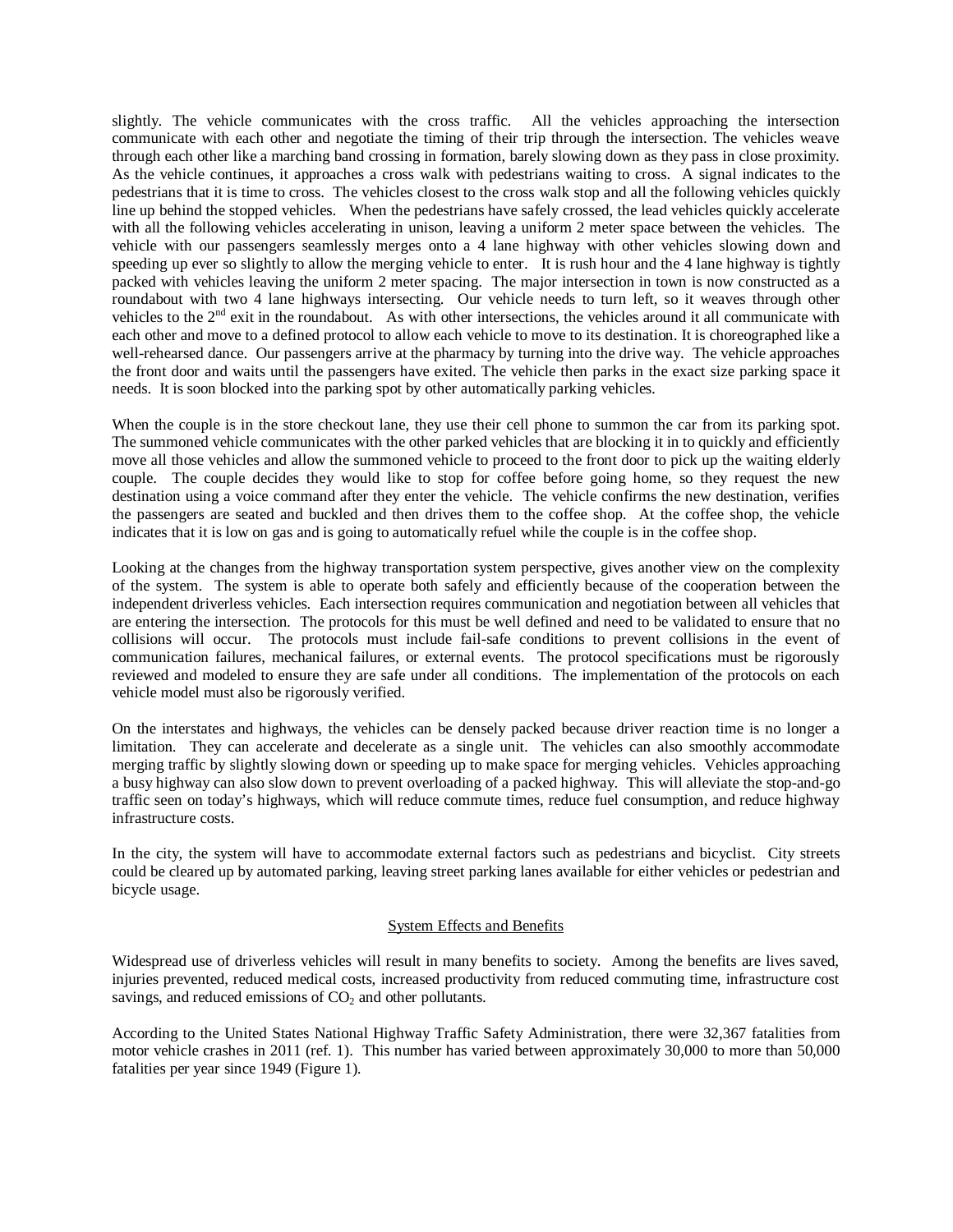slightly. The vehicle communicates with the cross traffic. All the vehicles approaching the intersection communicate with each other and negotiate the timing of their trip through the intersection. The vehicles weave through each other like a marching band crossing in formation, barely slowing down as they pass in close proximity. As the vehicle continues, it approaches a cross walk with pedestrians waiting to cross. A signal indicates to the pedestrians that it is time to cross. The vehicles closest to the cross walk stop and all the following vehicles quickly line up behind the stopped vehicles. When the pedestrians have safely crossed, the lead vehicles quickly accelerate with all the following vehicles accelerating in unison, leaving a uniform 2 meter space between the vehicles. The vehicle with our passengers seamlessly merges onto a 4 lane highway with other vehicles slowing down and speeding up ever so slightly to allow the merging vehicle to enter. It is rush hour and the 4 lane highway is tightly packed with vehicles leaving the uniform 2 meter spacing. The major intersection in town is now constructed as a roundabout with two 4 lane highways intersecting. Our vehicle needs to turn left, so it weaves through other vehicles to the 2nd exit in the roundabout. As with other intersections, the vehicles around it all communicate with each other and move to a defined protocol to allow each vehicle to move to its destination. It is choreographed like a well-rehearsed dance. Our passengers arrive at the pharmacy by turning into the drive way. The vehicle approaches the front door and waits until the passengers have exited. The vehicle then parks in the exact size parking space it needs. It is soon blocked into the parking spot by other automatically parking vehicles.

When the couple is in the store checkout lane, they use their cell phone to summon the car from its parking spot. The summoned vehicle communicates with the other parked vehicles that are blocking it in to quickly and efficiently move all those vehicles and allow the summoned vehicle to proceed to the front door to pick up the waiting elderly couple. The couple decides they would like to stop for coffee before going home, so they request the new destination using a voice command after they enter the vehicle. The vehicle confirms the new destination, verifies the passengers are seated and buckled and then drives them to the coffee shop. At the coffee shop, the vehicle indicates that it is low on gas and is going to automatically refuel while the couple is in the coffee shop.

Looking at the changes from the highway transportation system perspective, gives another view on the complexity of the system. The system is able to operate both safely and efficiently because of the cooperation between the independent driverless vehicles. Each intersection requires communication and negotiation between all vehicles that are entering the intersection. The protocols for this must be well defined and need to be validated to ensure that no collisions will occur. The protocols must include fail-safe conditions to prevent collisions in the event of communication failures, mechanical failures, or external events. The protocol specifications must be rigorously reviewed and modeled to ensure they are safe under all conditions. The implementation of the protocols on each vehicle model must also be rigorously verified.

On the interstates and highways, the vehicles can be densely packed because driver reaction time is no longer a limitation. They can accelerate and decelerate as a single unit. The vehicles can also smoothly accommodate merging traffic by slightly slowing down or speeding up to make space for merging vehicles. Vehicles approaching a busy highway can also slow down to prevent overloading of a packed highway. This will alleviate the stop-and-go traffic seen on today's highways, which will reduce commute times, reduce fuel consumption, and reduce highway infrastructure costs.

In the city, the system will have to accommodate external factors such as pedestrians and bicyclist. City streets could be cleared up by automated parking, leaving street parking lanes available for either vehicles or pedestrian and bicycle usage.

## System Effects and Benefits

Widespread use of driverless vehicles will result in many benefits to society. Among the benefits are lives saved, injuries prevented, reduced medical costs, increased productivity from reduced commuting time, infrastructure cost savings, and reduced emissions of $CO_2$ and other pollutants.

According to the United States National Highway Traffic Safety Administration, there were 32,367 fatalities from motor vehicle crashes in 2011 (ref. 1). This number has varied between approximately 30,000 to more than 50,000 fatalities per year since 1949 (Figure 1).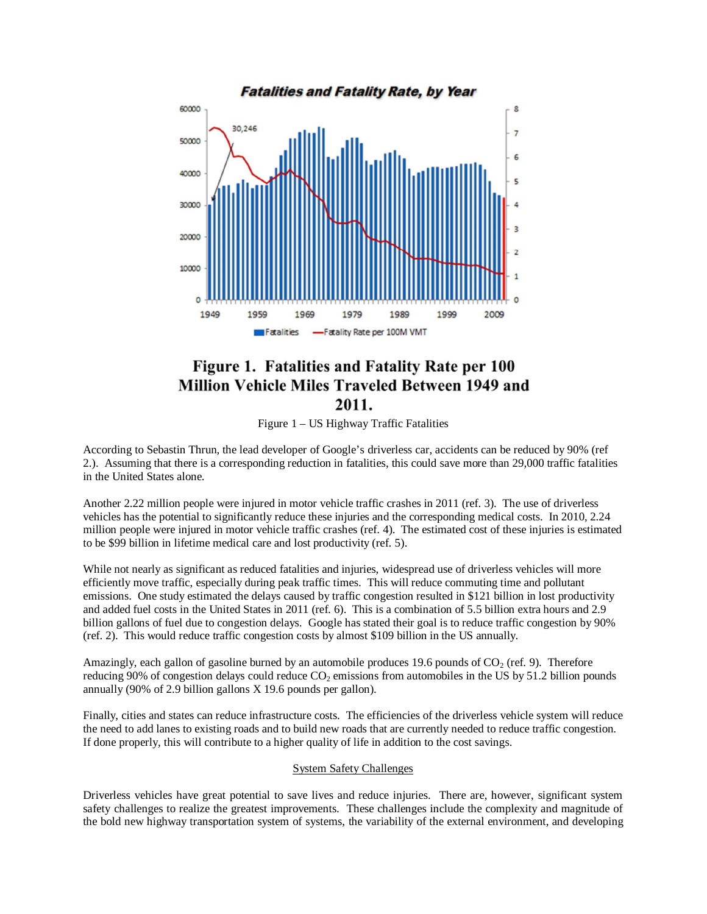**Figure 1. Fatalities and Fatality Rate per 100 Million Vehicle Miles Traveled Between 1949 and 2011.**

Figure 1 – US Highway Traffic Fatalities

According to Sebastin Thrun, the lead developer of Google's driverless car, accidents can be reduced by 90% (ref 2.). Assuming that there is a corresponding reduction in fatalities, this could save more than 29,000 traffic fatalities in the United States alone.

Another 2.22 million people were injured in motor vehicle traffic crashes in 2011 (ref. 3). The use of driverless vehicles has the potential to significantly reduce these injuries and the corresponding medical costs. In 2010, 2.24 million people were injured in motor vehicle traffic crashes (ref. 4). The estimated cost of these injuries is estimated to be $99 billion in lifetime medical care and lost productivity (ref. 5).

While not nearly as significant as reduced fatalities and injuries, widespread use of driverless vehicles will more efficiently move traffic, especially during peak traffic times. This will reduce commuting time and pollutant emissions. One study estimated the delays caused by traffic congestion resulted in $121 billion in lost productivity and added fuel costs in the United States in 2011 (ref. 6). This is a combination of 5.5 billion extra hours and 2.9 billion gallons of fuel due to congestion delays. Google has stated their goal is to reduce traffic congestion by 90% (ref. 2). This would reduce traffic congestion costs by almost $109 billion in the US annually.

Amazingly, each gallon of gasoline burned by an automobile produces 19.6 pounds of $CO_2$ (ref. 9). Therefore reducing 90% of congestion delays could reduce $CO_2$ emissions from automobiles in the US by 51.2 billion pounds annually (90% of 2.9 billion gallons X 19.6 pounds per gallon).

Finally, cities and states can reduce infrastructure costs. The efficiencies of the driverless vehicle system will reduce the need to add lanes to existing roads and to build new roads that are currently needed to reduce traffic congestion. If done properly, this will contribute to a higher quality of life in addition to the cost savings.

## System Safety Challenges

Driverless vehicles have great potential to save lives and reduce injuries. There are, however, significant system safety challenges to realize the greatest improvements. These challenges include the complexity and magnitude of the bold new highway transportation system of systems, the variability of the external environment, and developing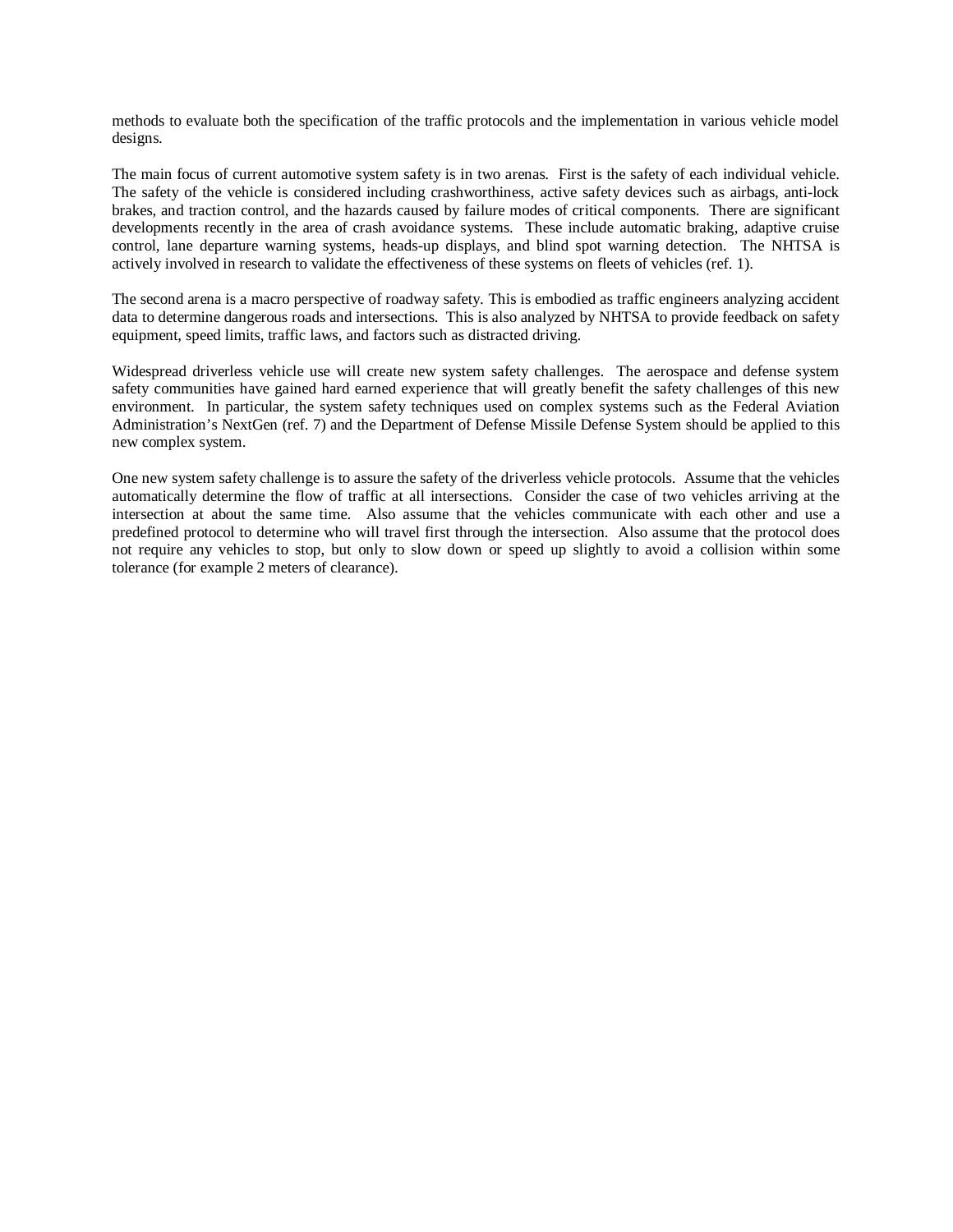methods to evaluate both the specification of the traffic protocols and the implementation in various vehicle model designs.

The main focus of current automotive system safety is in two arenas. First is the safety of each individual vehicle. The safety of the vehicle is considered including crashworthiness, active safety devices such as airbags, anti-lock brakes, and traction control, and the hazards caused by failure modes of critical components. There are significant developments recently in the area of crash avoidance systems. These include automatic braking, adaptive cruise control, lane departure warning systems, heads-up displays, and blind spot warning detection. The NHTSA is actively involved in research to validate the effectiveness of these systems on fleets of vehicles (ref. 1).

The second arena is a macro perspective of roadway safety. This is embodied as traffic engineers analyzing accident data to determine dangerous roads and intersections. This is also analyzed by NHTSA to provide feedback on safety equipment, speed limits, traffic laws, and factors such as distracted driving.

Widespread driverless vehicle use will create new system safety challenges. The aerospace and defense system safety communities have gained hard earned experience that will greatly benefit the safety challenges of this new environment. In particular, the system safety techniques used on complex systems such as the Federal Aviation Administration's NextGen (ref. 7) and the Department of Defense Missile Defense System should be applied to this new complex system.

One new system safety challenge is to assure the safety of the driverless vehicle protocols. Assume that the vehicles automatically determine the flow of traffic at all intersections. Consider the case of two vehicles arriving at the intersection at about the same time. Also assume that the vehicles communicate with each other and use a predefined protocol to determine who will travel first through the intersection. Also assume that the protocol does not require any vehicles to stop, but only to slow down or speed up slightly to avoid a collision within some tolerance (for example 2 meters of clearance).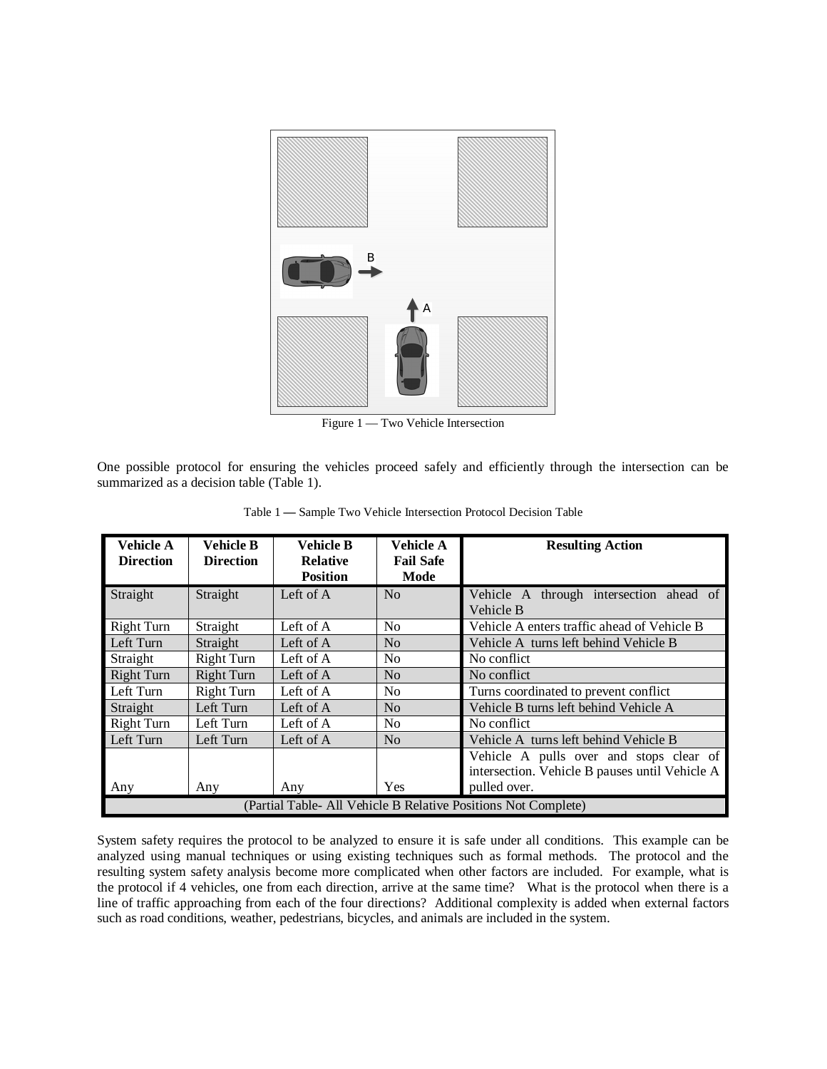Figure 1 — Two Vehicle Intersection

One possible protocol for ensuring the vehicles proceed safely and efficiently through the intersection can be summarized as a decision table (Table 1).

Table 1 — Sample Two Vehicle Intersection Protocol Decision Table

| Vehicle A Direction | Vehicle B Direction | Vehicle B Relative Position | Vehicle A Fail Safe Mode | Resulting Action |
|---|---|---|---|---|
| Straight | Straight | Left of A | No | Vehicle A through intersection ahead of Vehicle B |
| Right Turn | Straight | Left of A | No | Vehicle A enters traffic ahead of Vehicle B |
| Left Turn | Straight | Left of A | No | Vehicle A turns left behind Vehicle B |
| Straight | Right Turn | Left of A | No | No conflict |
| Right Turn | Right Turn | Left of A | No | No conflict |
| Left Turn | Right Turn | Left of A | No | Turns coordinated to prevent conflict |
| Straight | Left Turn | Left of A | No | Vehicle B turns left behind Vehicle A |
| Right Turn | Left Turn | Left of A | No | No conflict |
| Left Turn | Left Turn | Left of A | No | Vehicle A turns left behind Vehicle B |
| Any | Any | Any | Yes | Vehicle A pulls over and stops clear of intersection. Vehicle B pauses until Vehicle A pulled over. |
| (Partial Table- All Vehicle B Relative Positions Not Complete) | | | | |

System safety requires the protocol to be analyzed to ensure it is safe under all conditions. This example can be analyzed using manual techniques or using existing techniques such as formal methods. The protocol and the resulting system safety analysis become more complicated when other factors are included. For example, what is the protocol if 4 vehicles, one from each direction, arrive at the same time? What is the protocol when there is a line of traffic approaching from each of the four directions? Additional complexity is added when external factors such as road conditions, weather, pedestrians, bicycles, and animals are included in the system.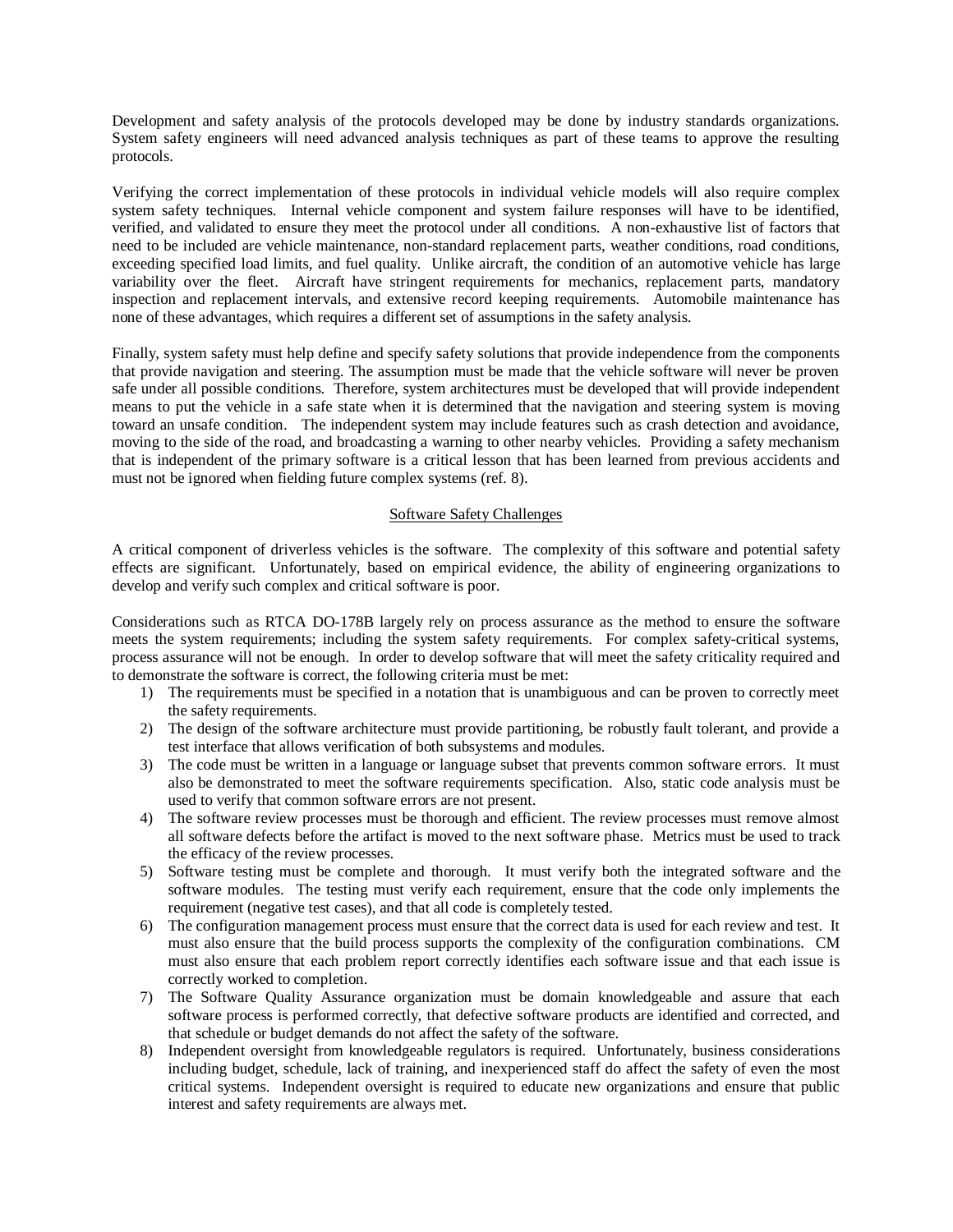Development and safety analysis of the protocols developed may be done by industry standards organizations. System safety engineers will need advanced analysis techniques as part of these teams to approve the resulting protocols.

Verifying the correct implementation of these protocols in individual vehicle models will also require complex system safety techniques. Internal vehicle component and system failure responses will have to be identified, verified, and validated to ensure they meet the protocol under all conditions. A non-exhaustive list of factors that need to be included are vehicle maintenance, non-standard replacement parts, weather conditions, road conditions, exceeding specified load limits, and fuel quality. Unlike aircraft, the condition of an automotive vehicle has large variability over the fleet. Aircraft have stringent requirements for mechanics, replacement parts, mandatory inspection and replacement intervals, and extensive record keeping requirements. Automobile maintenance has none of these advantages, which requires a different set of assumptions in the safety analysis.

Finally, system safety must help define and specify safety solutions that provide independence from the components that provide navigation and steering. The assumption must be made that the vehicle software will never be proven safe under all possible conditions. Therefore, system architectures must be developed that will provide independent means to put the vehicle in a safe state when it is determined that the navigation and steering system is moving toward an unsafe condition. The independent system may include features such as crash detection and avoidance, moving to the side of the road, and broadcasting a warning to other nearby vehicles. Providing a safety mechanism that is independent of the primary software is a critical lesson that has been learned from previous accidents and must not be ignored when fielding future complex systems (ref. 8).

## Software Safety Challenges

A critical component of driverless vehicles is the software. The complexity of this software and potential safety effects are significant. Unfortunately, based on empirical evidence, the ability of engineering organizations to develop and verify such complex and critical software is poor.

Considerations such as RTCA DO-178B largely rely on process assurance as the method to ensure the software meets the system requirements; including the system safety requirements. For complex safety-critical systems, process assurance will not be enough. In order to develop software that will meet the safety criticality required and to demonstrate the software is correct, the following criteria must be met:

1) The requirements must be specified in a notation that is unambiguous and can be proven to correctly meet the safety requirements.
2) The design of the software architecture must provide partitioning, be robustly fault tolerant, and provide a test interface that allows verification of both subsystems and modules.
3) The code must be written in a language or language subset that prevents common software errors. It must also be demonstrated to meet the software requirements specification. Also, static code analysis must be used to verify that common software errors are not present.
4) The software review processes must be thorough and efficient. The review processes must remove almost all software defects before the artifact is moved to the next software phase. Metrics must be used to track the efficacy of the review processes.
5) Software testing must be complete and thorough. It must verify both the integrated software and the software modules. The testing must verify each requirement, ensure that the code only implements the requirement (negative test cases), and that all code is completely tested.
6) The configuration management process must ensure that the correct data is used for each review and test. It must also ensure that the build process supports the complexity of the configuration combinations. CM must also ensure that each problem report correctly identifies each software issue and that each issue is correctly worked to completion.
7) The Software Quality Assurance organization must be domain knowledgeable and assure that each software process is performed correctly, that defective software products are identified and corrected, and that schedule or budget demands do not affect the safety of the software.
8) Independent oversight from knowledgeable regulators is required. Unfortunately, business considerations including budget, schedule, lack of training, and inexperienced staff do affect the safety of even the most critical systems. Independent oversight is required to educate new organizations and ensure that public interest and safety requirements are always met.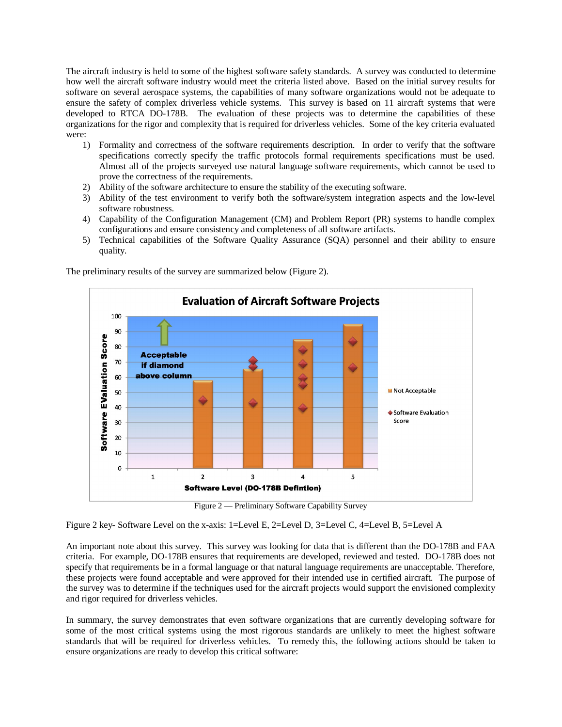The aircraft industry is held to some of the highest software safety standards. A survey was conducted to determine how well the aircraft software industry would meet the criteria listed above. Based on the initial survey results for software on several aerospace systems, the capabilities of many software organizations would not be adequate to ensure the safety of complex driverless vehicle systems. This survey is based on 11 aircraft systems that were developed to RTCA DO-178B. The evaluation of these projects was to determine the capabilities of these organizations for the rigor and complexity that is required for driverless vehicles. Some of the key criteria evaluated were:

1) Formality and correctness of the software requirements description. In order to verify that the software specifications correctly specify the traffic protocols formal requirements specifications must be used. Almost all of the projects surveyed use natural language software requirements, which cannot be used to prove the correctness of the requirements.
2) Ability of the software architecture to ensure the stability of the executing software.
3) Ability of the test environment to verify both the software/system integration aspects and the low-level software robustness.
4) Capability of the Configuration Management (CM) and Problem Report (PR) systems to handle complex configurations and ensure consistency and completeness of all software artifacts.
5) Technical capabilities of the Software Quality Assurance (SQA) personnel and their ability to ensure quality.

The preliminary results of the survey are summarized below (Figure 2).

Figure 2 — Preliminary Software Capability Survey

Figure 2 key- Software Level on the x-axis: 1=Level E, 2=Level D, 3=Level C, 4=Level B, 5=Level A

An important note about this survey. This survey was looking for data that is different than the DO-178B and FAA criteria. For example, DO-178B ensures that requirements are developed, reviewed and tested. DO-178B does not specify that requirements be in a formal language or that natural language requirements are unacceptable. Therefore, these projects were found acceptable and were approved for their intended use in certified aircraft. The purpose of the survey was to determine if the techniques used for the aircraft projects would support the envisioned complexity and rigor required for driverless vehicles.

In summary, the survey demonstrates that even software organizations that are currently developing software for some of the most critical systems using the most rigorous standards are unlikely to meet the highest software standards that will be required for driverless vehicles. To remedy this, the following actions should be taken to ensure organizations are ready to develop this critical software: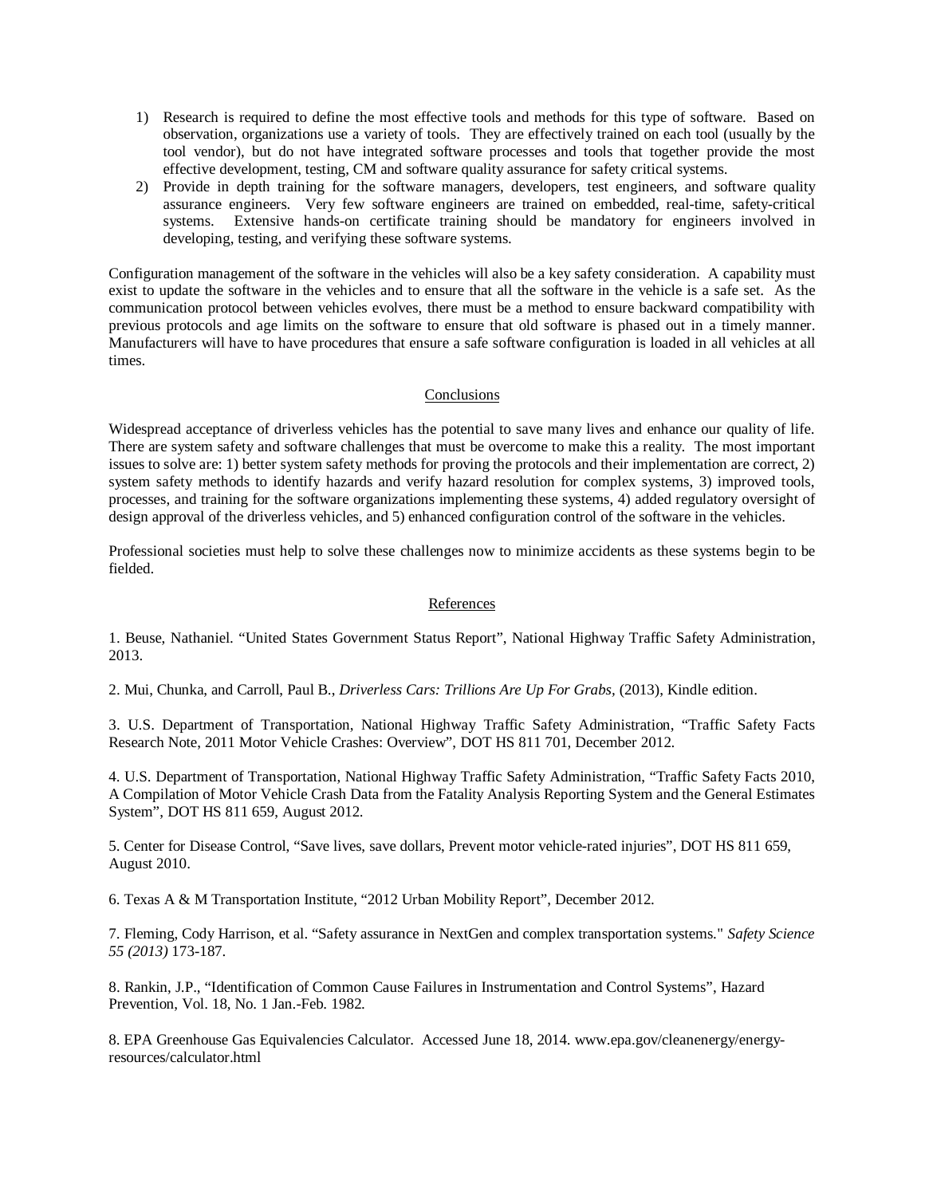1) Research is required to define the most effective tools and methods for this type of software. Based on observation, organizations use a variety of tools. They are effectively trained on each tool (usually by the tool vendor), but do not have integrated software processes and tools that together provide the most effective development, testing, CM and software quality assurance for safety critical systems.
2) Provide in depth training for the software managers, developers, test engineers, and software quality assurance engineers. Very few software engineers are trained on embedded, real-time, safety-critical systems. Extensive hands-on certificate training should be mandatory for engineers involved in developing, testing, and verifying these software systems.

Configuration management of the software in the vehicles will also be a key safety consideration. A capability must exist to update the software in the vehicles and to ensure that all the software in the vehicle is a safe set. As the communication protocol between vehicles evolves, there must be a method to ensure backward compatibility with previous protocols and age limits on the software to ensure that old software is phased out in a timely manner. Manufacturers will have to have procedures that ensure a safe software configuration is loaded in all vehicles at all times.

## Conclusions

Widespread acceptance of driverless vehicles has the potential to save many lives and enhance our quality of life. There are system safety and software challenges that must be overcome to make this a reality. The most important issues to solve are: 1) better system safety methods for proving the protocols and their implementation are correct, 2) system safety methods to identify hazards and verify hazard resolution for complex systems, 3) improved tools, processes, and training for the software organizations implementing these systems, 4) added regulatory oversight of design approval of the driverless vehicles, and 5) enhanced configuration control of the software in the vehicles.

Professional societies must help to solve these challenges now to minimize accidents as these systems begin to be fielded.

## References

1. Beuse, Nathaniel. "United States Government Status Report", National Highway Traffic Safety Administration, 2013.

2. Mui, Chunka, and Carroll, Paul B., *Driverless Cars: Trillions Are Up For Grabs*, (2013), Kindle edition.

3. U.S. Department of Transportation, National Highway Traffic Safety Administration, "Traffic Safety Facts Research Note, 2011 Motor Vehicle Crashes: Overview", DOT HS 811 701, December 2012.

4. U.S. Department of Transportation, National Highway Traffic Safety Administration, "Traffic Safety Facts 2010, A Compilation of Motor Vehicle Crash Data from the Fatality Analysis Reporting System and the General Estimates System", DOT HS 811 659, August 2012.

5. Center for Disease Control, "Save lives, save dollars, Prevent motor vehicle-rated injuries", DOT HS 811 659, August 2010.

6. Texas A & M Transportation Institute, "2012 Urban Mobility Report", December 2012.

7. Fleming, Cody Harrison, et al. "Safety assurance in NextGen and complex transportation systems." *Safety Science 55 (2013)* 173-187.

8. Rankin, J.P., "Identification of Common Cause Failures in Instrumentation and Control Systems", Hazard Prevention, Vol. 18, No. 1 Jan.-Feb. 1982.

8. EPA Greenhouse Gas Equivalencies Calculator. Accessed June 18, 2014. www.epa.gov/cleanenergy/energy-resources/calculator.html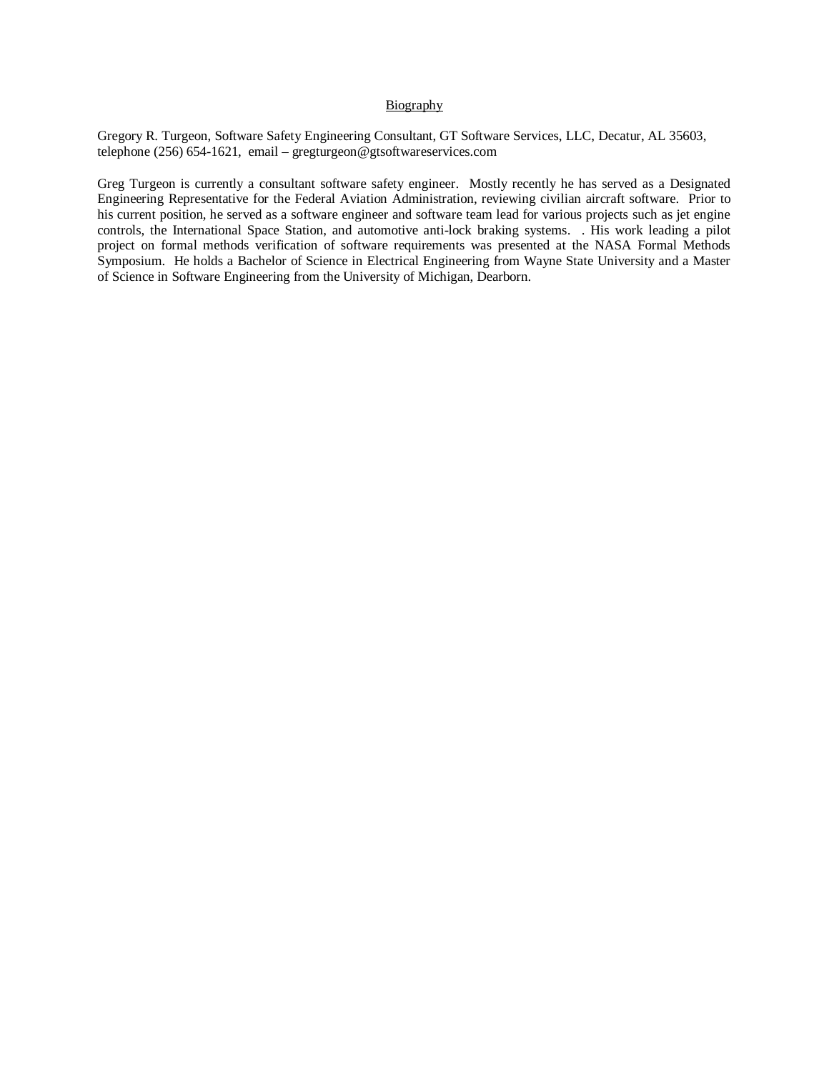## Biography

Gregory R. Turgeon, Software Safety Engineering Consultant, GT Software Services, LLC, Decatur, AL 35603, telephone (256) 654-1621, email – gregturgeon@gtsoftwareservices.com

Greg Turgeon is currently a consultant software safety engineer. Mostly recently he has served as a Designated Engineering Representative for the Federal Aviation Administration, reviewing civilian aircraft software. Prior to his current position, he served as a software engineer and software team lead for various projects such as jet engine controls, the International Space Station, and automotive anti-lock braking systems. . His work leading a pilot project on formal methods verification of software requirements was presented at the NASA Formal Methods Symposium. He holds a Bachelor of Science in Electrical Engineering from Wayne State University and a Master of Science in Software Engineering from the University of Michigan, Dearborn.